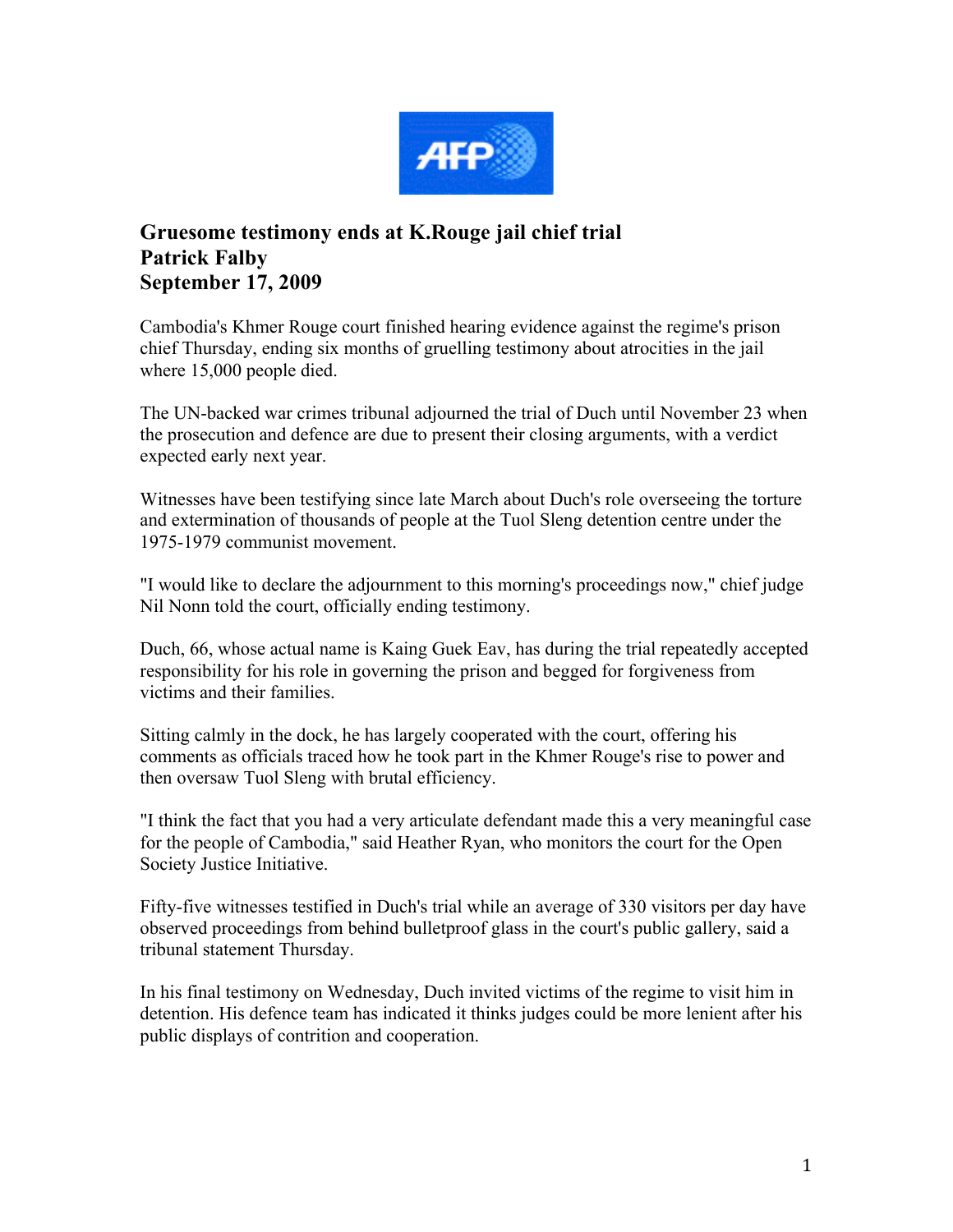**Gruesome testimony ends at K.Rouge jail chief trial**
**Patrick Falby**
**September 17, 2009**

Cambodia's Khmer Rouge court finished hearing evidence against the regime's prison chief Thursday, ending six months of gruelling testimony about atrocities in the jail where 15,000 people died.

The UN-backed war crimes tribunal adjourned the trial of Duch until November 23 when the prosecution and defence are due to present their closing arguments, with a verdict expected early next year.

Witnesses have been testifying since late March about Duch's role overseeing the torture and extermination of thousands of people at the Tuol Sleng detention centre under the 1975-1979 communist movement.

"I would like to declare the adjournment to this morning's proceedings now," chief judge Nil Nonn told the court, officially ending testimony.

Duch, 66, whose actual name is Kaing Guek Eav, has during the trial repeatedly accepted responsibility for his role in governing the prison and begged for forgiveness from victims and their families.

Sitting calmly in the dock, he has largely cooperated with the court, offering his comments as officials traced how he took part in the Khmer Rouge's rise to power and then oversaw Tuol Sleng with brutal efficiency.

"I think the fact that you had a very articulate defendant made this a very meaningful case for the people of Cambodia," said Heather Ryan, who monitors the court for the Open Society Justice Initiative.

Fifty-five witnesses testified in Duch's trial while an average of 330 visitors per day have observed proceedings from behind bulletproof glass in the court's public gallery, said a tribunal statement Thursday.

In his final testimony on Wednesday, Duch invited victims of the regime to visit him in detention. His defence team has indicated it thinks judges could be more lenient after his public displays of contrition and cooperation.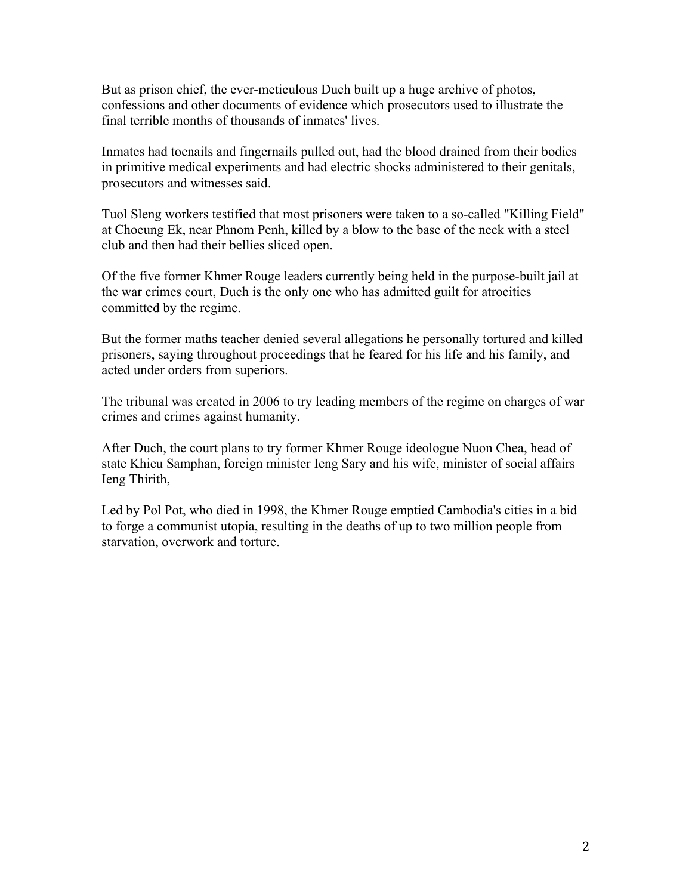But as prison chief, the ever-meticulous Duch built up a huge archive of photos, confessions and other documents of evidence which prosecutors used to illustrate the final terrible months of thousands of inmates' lives.

Inmates had toenails and fingernails pulled out, had the blood drained from their bodies in primitive medical experiments and had electric shocks administered to their genitals, prosecutors and witnesses said.

Tuol Sleng workers testified that most prisoners were taken to a so-called "Killing Field" at Choeung Ek, near Phnom Penh, killed by a blow to the base of the neck with a steel club and then had their bellies sliced open.

Of the five former Khmer Rouge leaders currently being held in the purpose-built jail at the war crimes court, Duch is the only one who has admitted guilt for atrocities committed by the regime.

But the former maths teacher denied several allegations he personally tortured and killed prisoners, saying throughout proceedings that he feared for his life and his family, and acted under orders from superiors.

The tribunal was created in 2006 to try leading members of the regime on charges of war crimes and crimes against humanity.

After Duch, the court plans to try former Khmer Rouge ideologue Nuon Chea, head of state Khieu Samphan, foreign minister Ieng Sary and his wife, minister of social affairs Ieng Thirith,

Led by Pol Pot, who died in 1998, the Khmer Rouge emptied Cambodia's cities in a bid to forge a communist utopia, resulting in the deaths of up to two million people from starvation, overwork and torture.